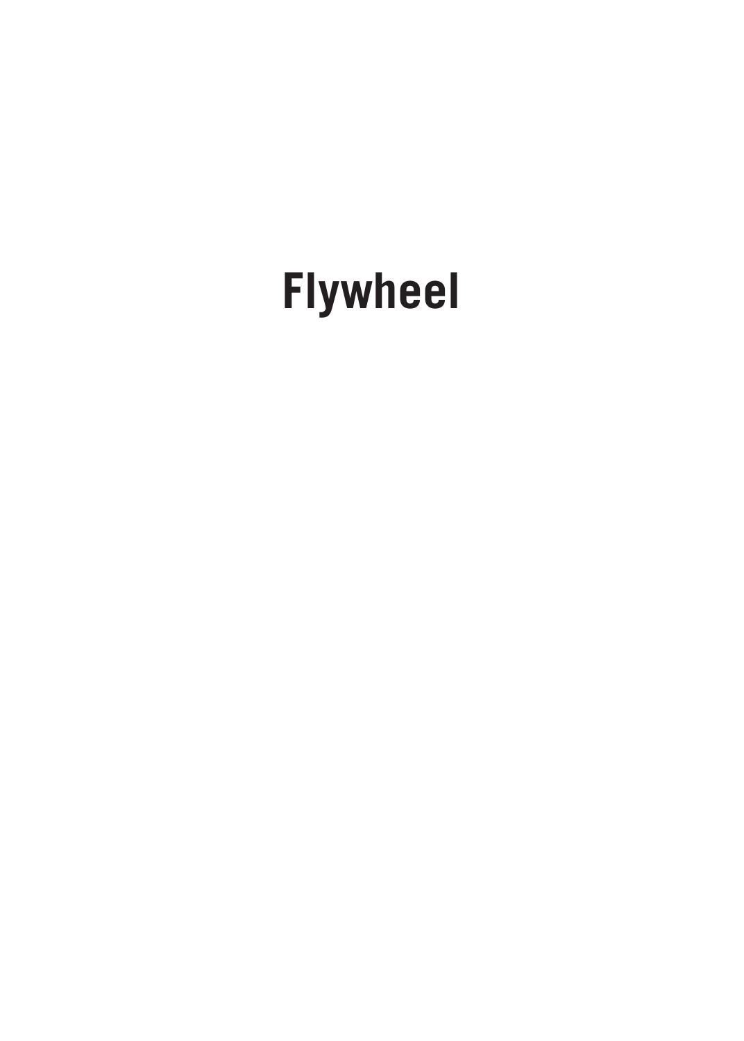# Flywheel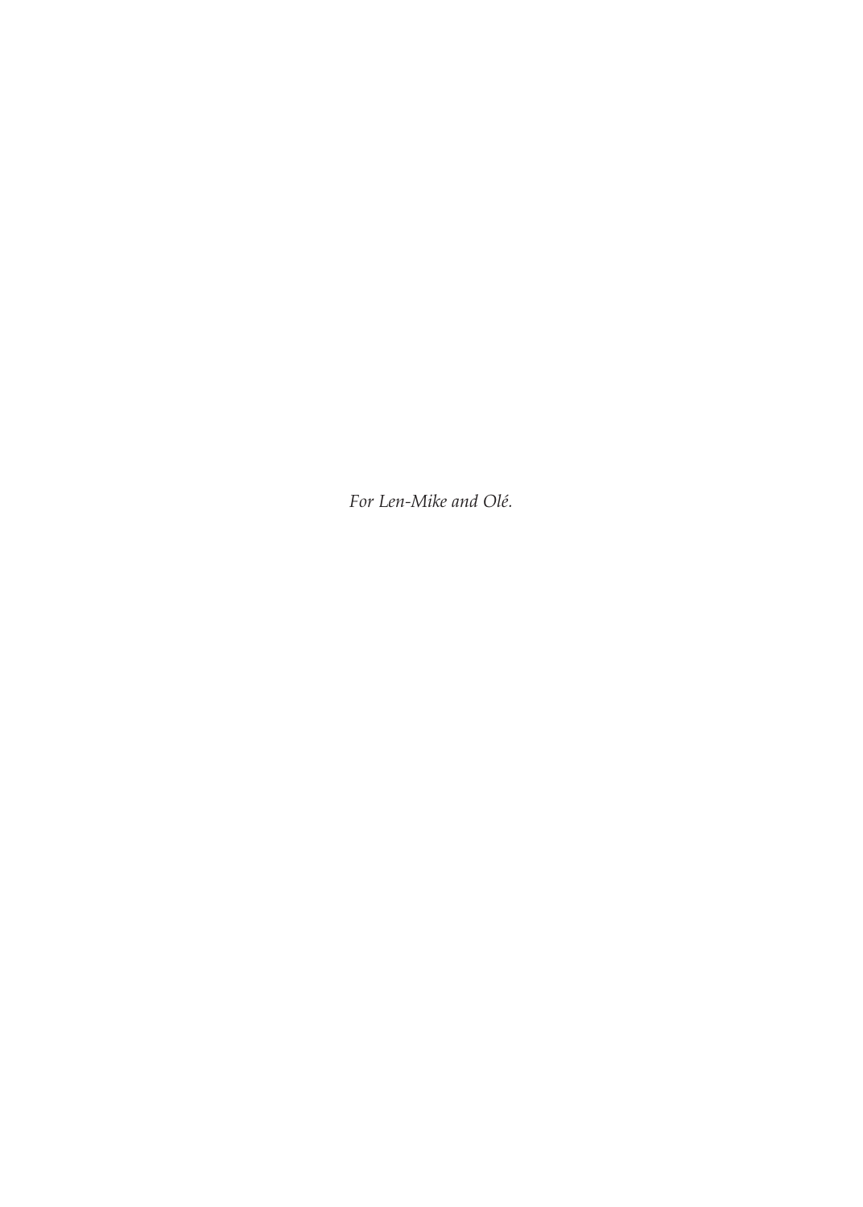*For Len-Mike and Olé.*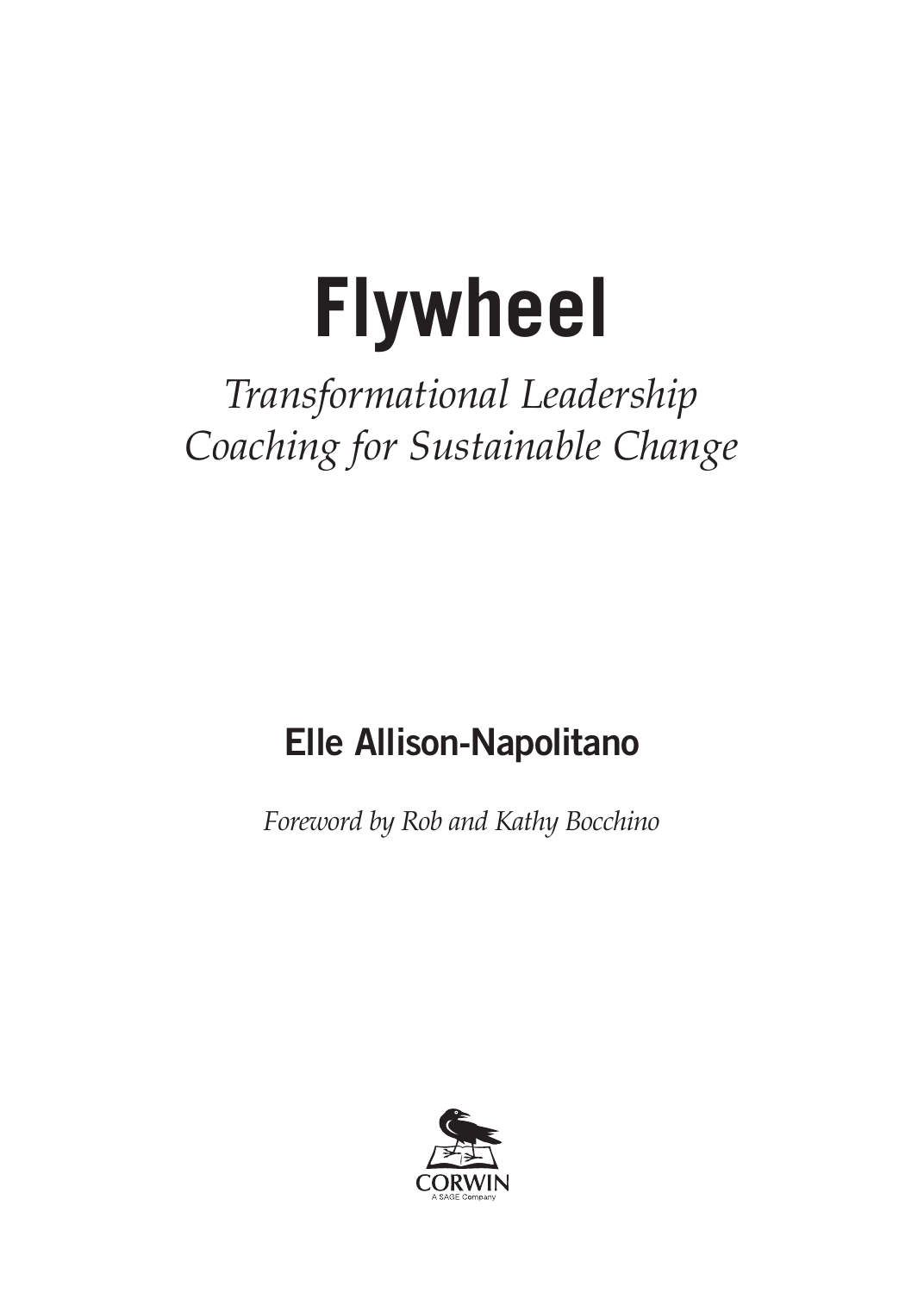# Flywheel

*Transformational Leadership Coaching for Sustainable Change*

**Elle Allison-Napolitano**

*Foreword by Rob and Kathy Bocchino*

CORWIN

A SAGE Company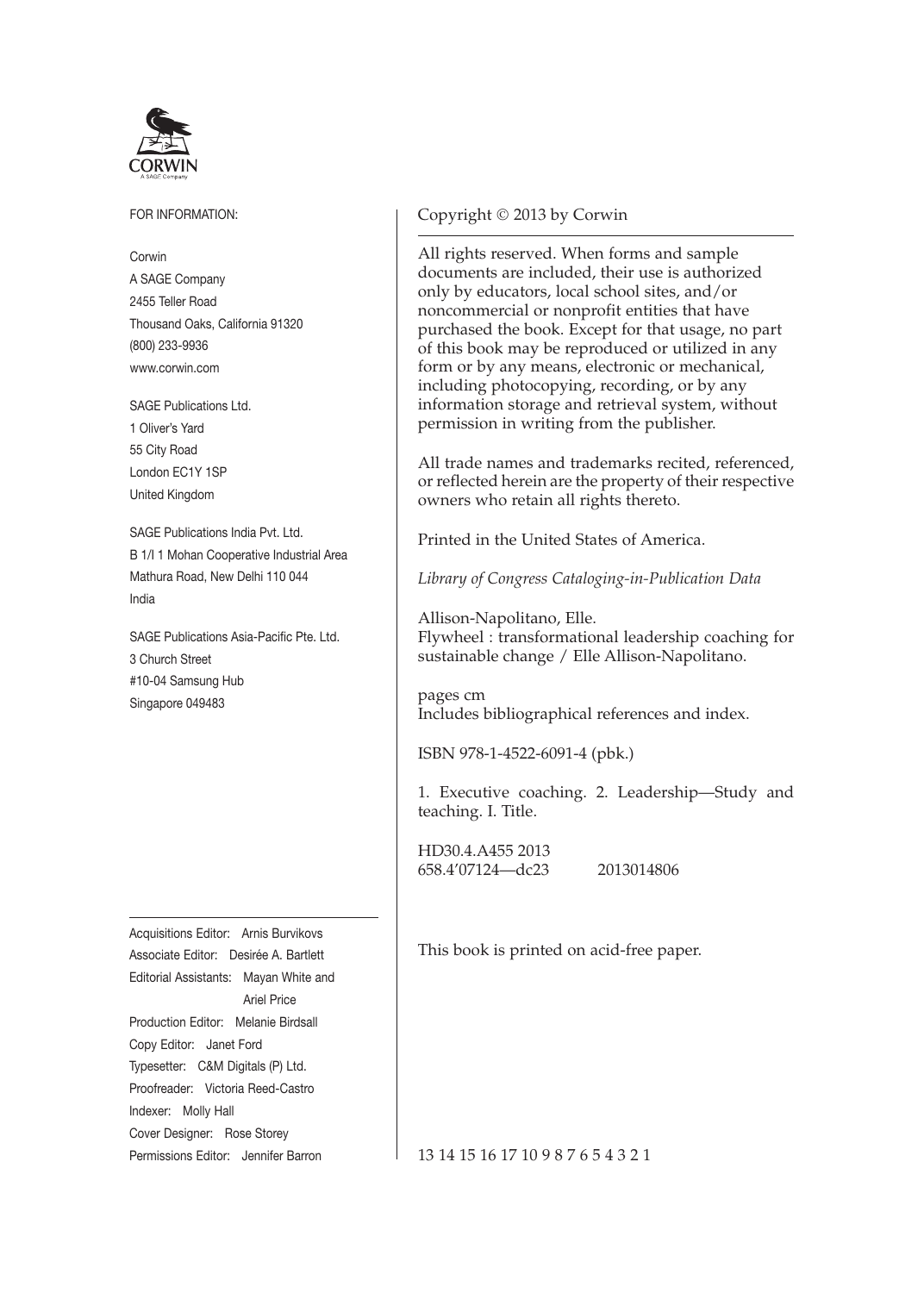CORWIN
A SAGE Company

FOR INFORMATION:

Corwin
A SAGE Company
2455 Teller Road
Thousand Oaks, California 91320
(800) 233-9936
www.corwin.com

SAGE Publications Ltd.
1 Oliver's Yard
55 City Road
London EC1Y 1SP
United Kingdom

SAGE Publications India Pvt. Ltd.
B 1/I 1 Mohan Cooperative Industrial Area
Mathura Road, New Delhi 110 044
India

SAGE Publications Asia-Pacific Pte. Ltd.
3 Church Street
#10-04 Samsung Hub
Singapore 049483

---

Acquisitions Editor: Arnis Burvikovs
Associate Editor: Desirée A. Bartlett
Editorial Assistants: Mayan White and Ariel Price
Production Editor: Melanie Birdsall
Copy Editor: Janet Ford
Typesetter: C&M Digitals (P) Ltd.
Proofreader: Victoria Reed-Castro
Indexer: Molly Hall
Cover Designer: Rose Storey
Permissions Editor: Jennifer Barron

Copyright © 2013 by Corwin

---

All rights reserved. When forms and sample documents are included, their use is authorized only by educators, local school sites, and/or noncommercial or nonprofit entities that have purchased the book. Except for that usage, no part of this book may be reproduced or utilized in any form or by any means, electronic or mechanical, including photocopying, recording, or by any information storage and retrieval system, without permission in writing from the publisher.

All trade names and trademarks recited, referenced, or reflected herein are the property of their respective owners who retain all rights thereto.

Printed in the United States of America.

*Library of Congress Cataloging-in-Publication Data*

Allison-Napolitano, Elle.
Flywheel : transformational leadership coaching for sustainable change / Elle Allison-Napolitano.

pages cm
Includes bibliographical references and index.

ISBN 978-1-4522-6091-4 (pbk.)

1. Executive coaching. 2. Leadership—Study and teaching. I. Title.

HD30.4.A455 2013
658.4'07124—dc23 2013014806

This book is printed on acid-free paper.

13 14 15 16 17 10 9 8 7 6 5 4 3 2 1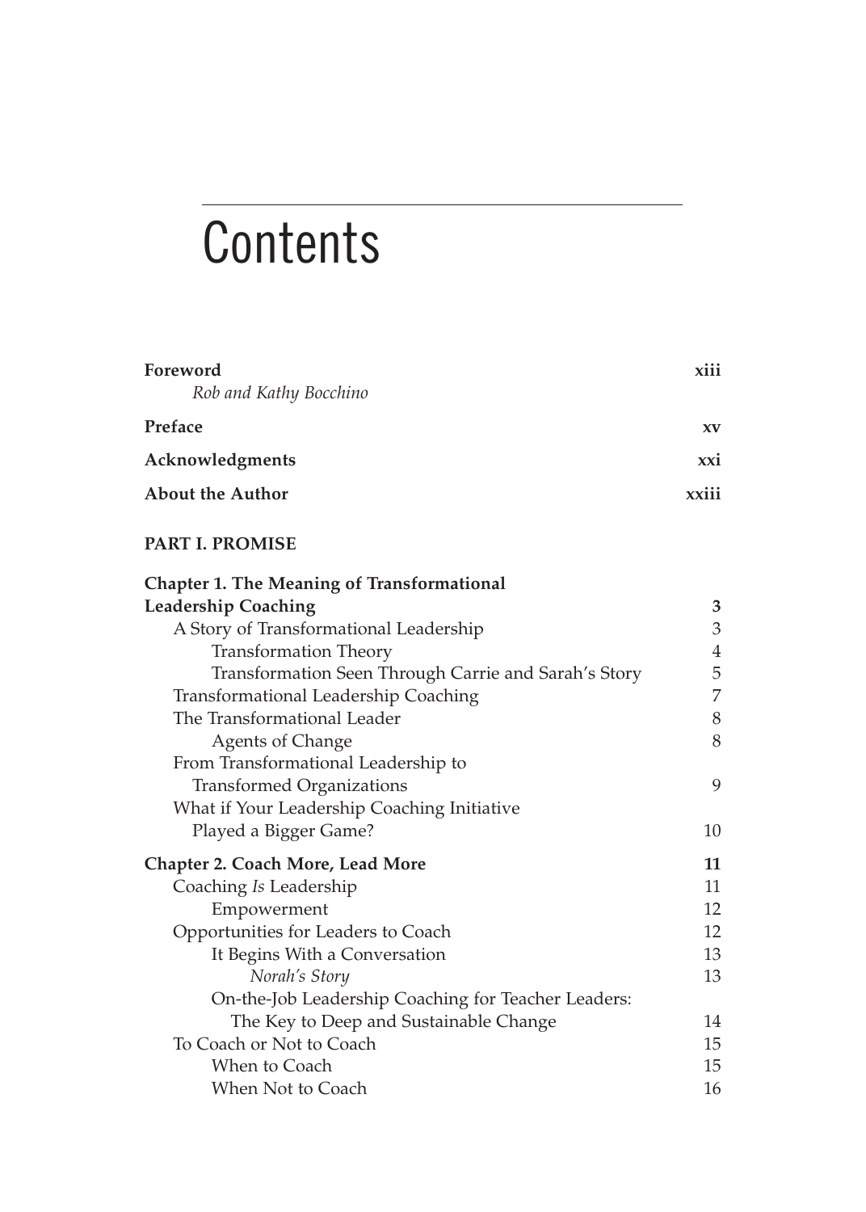# Contents

| | |
|---|---|
| **Foreword** | **xiii** |
| *Rob and Kathy Bocchino* | |
| **Preface** | **xv** |
| **Acknowledgments** | **xxi** |
| **About the Author** | **xxiii** |

**PART I. PROMISE**

| | |
|---|---|
| **Chapter 1. The Meaning of Transformational Leadership Coaching** | **3** |
| A Story of Transformational Leadership | 3 |
| Transformation Theory | 4 |
| Transformation Seen Through Carrie and Sarah's Story | 5 |
| Transformational Leadership Coaching | 7 |
| The Transformational Leader | 8 |
| Agents of Change | 8 |
| From Transformational Leadership to Transformed Organizations | 9 |
| What if Your Leadership Coaching Initiative Played a Bigger Game? | 10 |
| **Chapter 2. Coach More, Lead More** | **11** |
| Coaching *Is* Leadership | 11 |
| Empowerment | 12 |
| Opportunities for Leaders to Coach | 12 |
| It Begins With a Conversation | 13 |
| *Norah's Story* | 13 |
| On-the-Job Leadership Coaching for Teacher Leaders: The Key to Deep and Sustainable Change | 14 |
| To Coach or Not to Coach | 15 |
| When to Coach | 15 |
| When Not to Coach | 16 |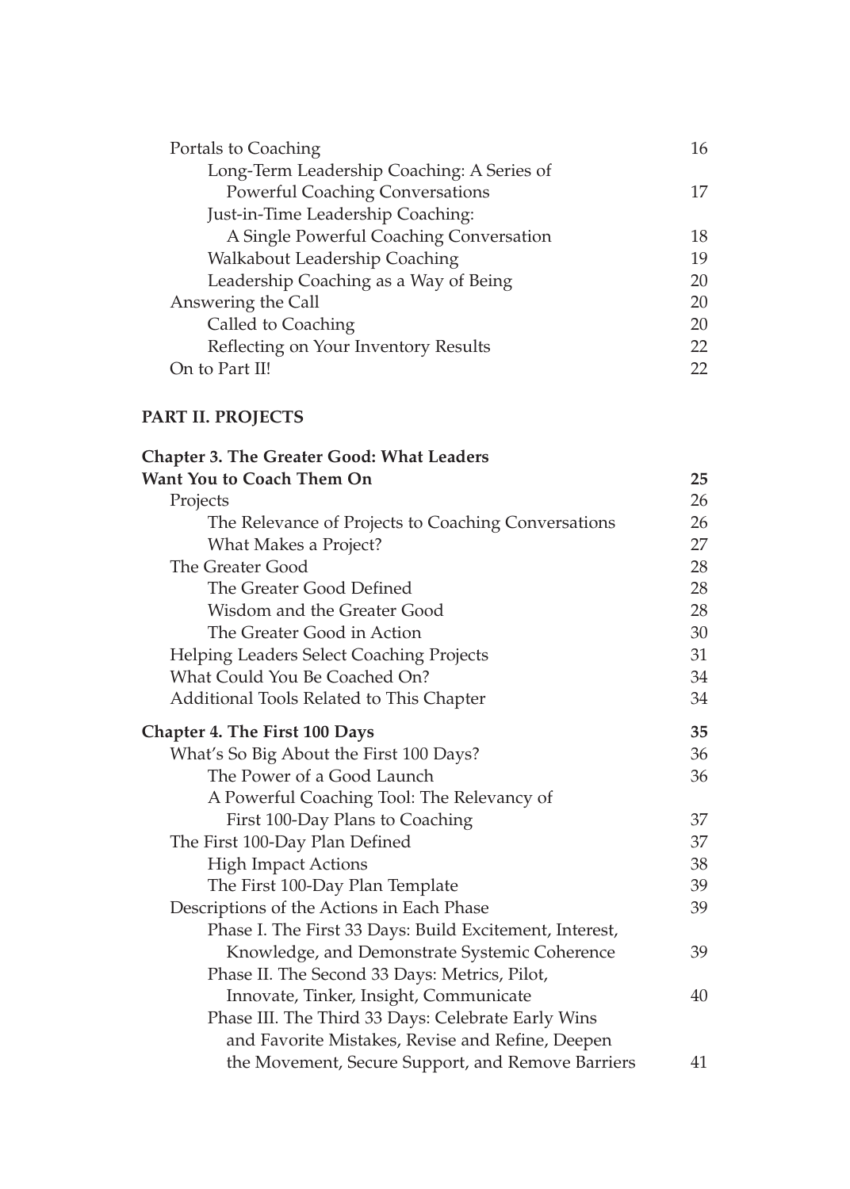Portals to Coaching 16

- Long-Term Leadership Coaching: A Series of Powerful Coaching Conversations 17
- Just-in-Time Leadership Coaching: A Single Powerful Coaching Conversation 18
- Walkabout Leadership Coaching 19
- Leadership Coaching as a Way of Being 20

Answering the Call 20

- Called to Coaching 20
- Reflecting on Your Inventory Results 22

On to Part II! 22

**PART II. PROJECTS**

**Chapter 3. The Greater Good: What Leaders Want You to Coach Them On 25**

Projects 26

- The Relevance of Projects to Coaching Conversations 26
- What Makes a Project? 27

The Greater Good 28

- The Greater Good Defined 28
- Wisdom and the Greater Good 28
- The Greater Good in Action 30

Helping Leaders Select Coaching Projects 31

What Could You Be Coached On? 34

Additional Tools Related to This Chapter 34

**Chapter 4. The First 100 Days 35**

What's So Big About the First 100 Days? 36

- The Power of a Good Launch 36
- A Powerful Coaching Tool: The Relevancy of First 100-Day Plans to Coaching 37

The First 100-Day Plan Defined 37

- High Impact Actions 38
- The First 100-Day Plan Template 39

Descriptions of the Actions in Each Phase 39

- Phase I. The First 33 Days: Build Excitement, Interest, Knowledge, and Demonstrate Systemic Coherence 39
- Phase II. The Second 33 Days: Metrics, Pilot, Innovate, Tinker, Insight, Communicate 40
- Phase III. The Third 33 Days: Celebrate Early Wins and Favorite Mistakes, Revise and Refine, Deepen the Movement, Secure Support, and Remove Barriers 41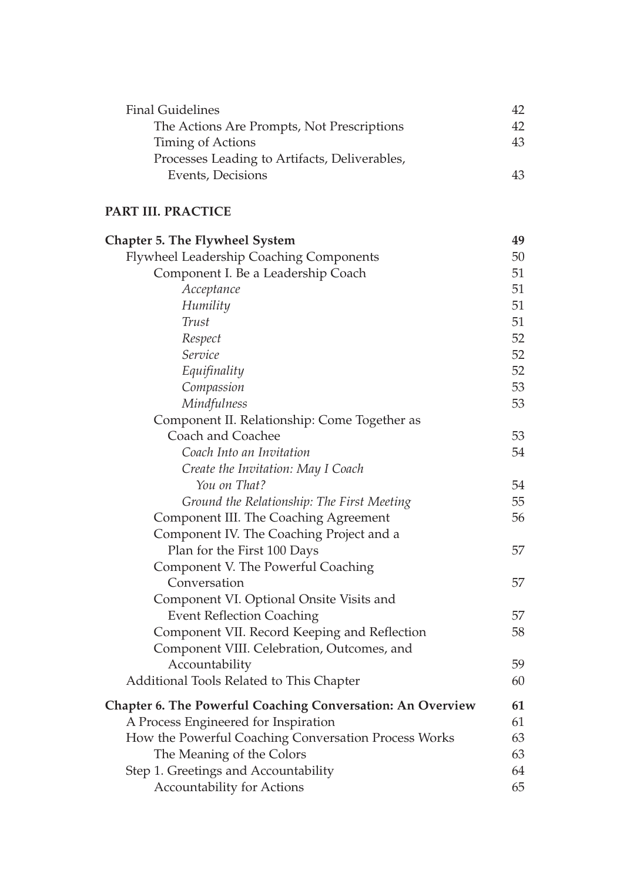Final Guidelines 42

  The Actions Are Prompts, Not Prescriptions 42

  Timing of Actions 43

  Processes Leading to Artifacts, Deliverables, Events, Decisions 43

**PART III. PRACTICE**

**Chapter 5. The Flywheel System 49**

Flywheel Leadership Coaching Components 50

  Component I. Be a Leadership Coach 51

    *Acceptance* 51

    *Humility* 51

    *Trust* 51

    *Respect* 52

    *Service* 52

    *Equifinality* 52

    *Compassion* 53

    *Mindfulness* 53

  Component II. Relationship: Come Together as Coach and Coachee 53

    *Coach Into an Invitation* 54

    *Create the Invitation: May I Coach You on That?* 54

    *Ground the Relationship: The First Meeting* 55

  Component III. The Coaching Agreement 56

  Component IV. The Coaching Project and a Plan for the First 100 Days 57

  Component V. The Powerful Coaching Conversation 57

  Component VI. Optional Onsite Visits and Event Reflection Coaching 57

  Component VII. Record Keeping and Reflection 58

  Component VIII. Celebration, Outcomes, and Accountability 59

Additional Tools Related to This Chapter 60

**Chapter 6. The Powerful Coaching Conversation: An Overview 61**

A Process Engineered for Inspiration 61

How the Powerful Coaching Conversation Process Works 63

  The Meaning of the Colors 63

Step 1. Greetings and Accountability 64

  Accountability for Actions 65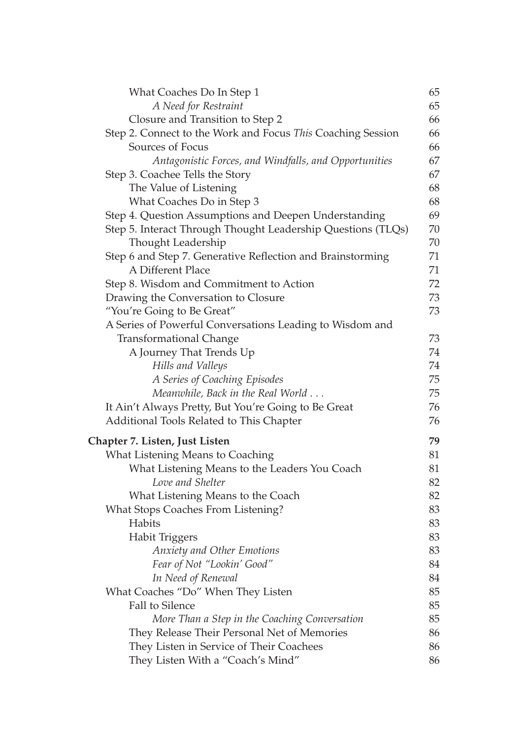What Coaches Do In Step 1 65

*A Need for Restraint* 65

Closure and Transition to Step 2 66

Step 2. Connect to the Work and Focus *This* Coaching Session 66

Sources of Focus 66

*Antagonistic Forces, and Windfalls, and Opportunities* 67

Step 3. Coachee Tells the Story 67

The Value of Listening 68

What Coaches Do in Step 3 68

Step 4. Question Assumptions and Deepen Understanding 69

Step 5. Interact Through Thought Leadership Questions (TLQs) 70

Thought Leadership 70

Step 6 and Step 7. Generative Reflection and Brainstorming 71

A Different Place 71

Step 8. Wisdom and Commitment to Action 72

Drawing the Conversation to Closure 73

"You're Going to Be Great" 73

A Series of Powerful Conversations Leading to Wisdom and Transformational Change 73

A Journey That Trends Up 74

*Hills and Valleys* 74

*A Series of Coaching Episodes* 75

*Meanwhile, Back in the Real World . . .* 75

It Ain't Always Pretty, But You're Going to Be Great 76

Additional Tools Related to This Chapter 76

**Chapter 7. Listen, Just Listen** **79**

What Listening Means to Coaching 81

What Listening Means to the Leaders You Coach 81

*Love and Shelter* 82

What Listening Means to the Coach 82

What Stops Coaches From Listening? 83

Habits 83

Habit Triggers 83

*Anxiety and Other Emotions* 83

*Fear of Not "Lookin' Good"* 84

*In Need of Renewal* 84

What Coaches "Do" When They Listen 85

Fall to Silence 85

*More Than a Step in the Coaching Conversation* 85

They Release Their Personal Net of Memories 86

They Listen in Service of Their Coachees 86

They Listen With a "Coach's Mind" 86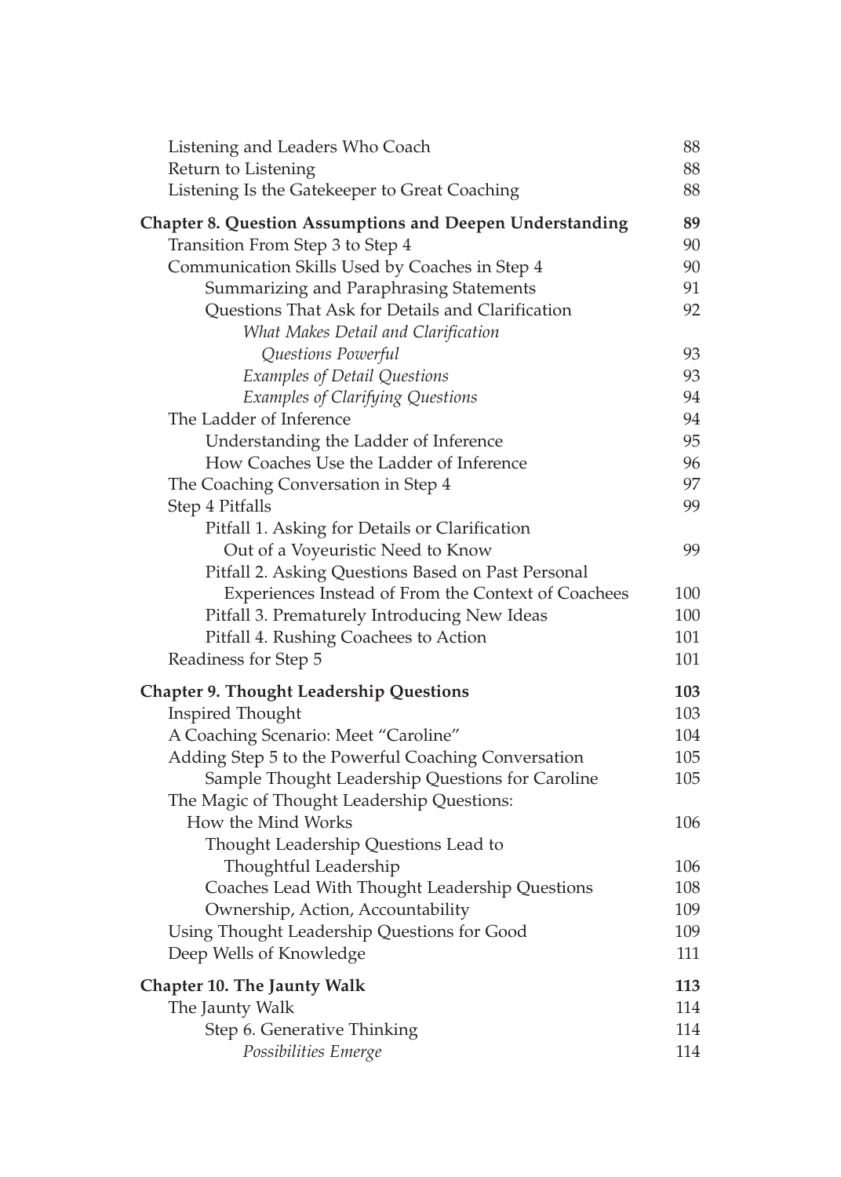Listening and Leaders Who Coach 88
Return to Listening 88
Listening Is the Gatekeeper to Great Coaching 88

**Chapter 8. Question Assumptions and Deepen Understanding 89**

Transition From Step 3 to Step 4 90
Communication Skills Used by Coaches in Step 4 90
Summarizing and Paraphrasing Statements 91
Questions That Ask for Details and Clarification 92
*What Makes Detail and Clarification Questions Powerful* 93
*Examples of Detail Questions* 93
*Examples of Clarifying Questions* 94
The Ladder of Inference 94
Understanding the Ladder of Inference 95
How Coaches Use the Ladder of Inference 96
The Coaching Conversation in Step 4 97
Step 4 Pitfalls 99
Pitfall 1. Asking for Details or Clarification Out of a Voyeuristic Need to Know 99
Pitfall 2. Asking Questions Based on Past Personal Experiences Instead of From the Context of Coachees 100
Pitfall 3. Prematurely Introducing New Ideas 100
Pitfall 4. Rushing Coachees to Action 101
Readiness for Step 5 101

**Chapter 9. Thought Leadership Questions 103**

Inspired Thought 103
A Coaching Scenario: Meet "Caroline" 104
Adding Step 5 to the Powerful Coaching Conversation 105
Sample Thought Leadership Questions for Caroline 105
The Magic of Thought Leadership Questions: How the Mind Works 106
Thought Leadership Questions Lead to Thoughtful Leadership 106
Coaches Lead With Thought Leadership Questions 108
Ownership, Action, Accountability 109
Using Thought Leadership Questions for Good 109
Deep Wells of Knowledge 111

**Chapter 10. The Jaunty Walk 113**

The Jaunty Walk 114
Step 6. Generative Thinking 114
*Possibilities Emerge* 114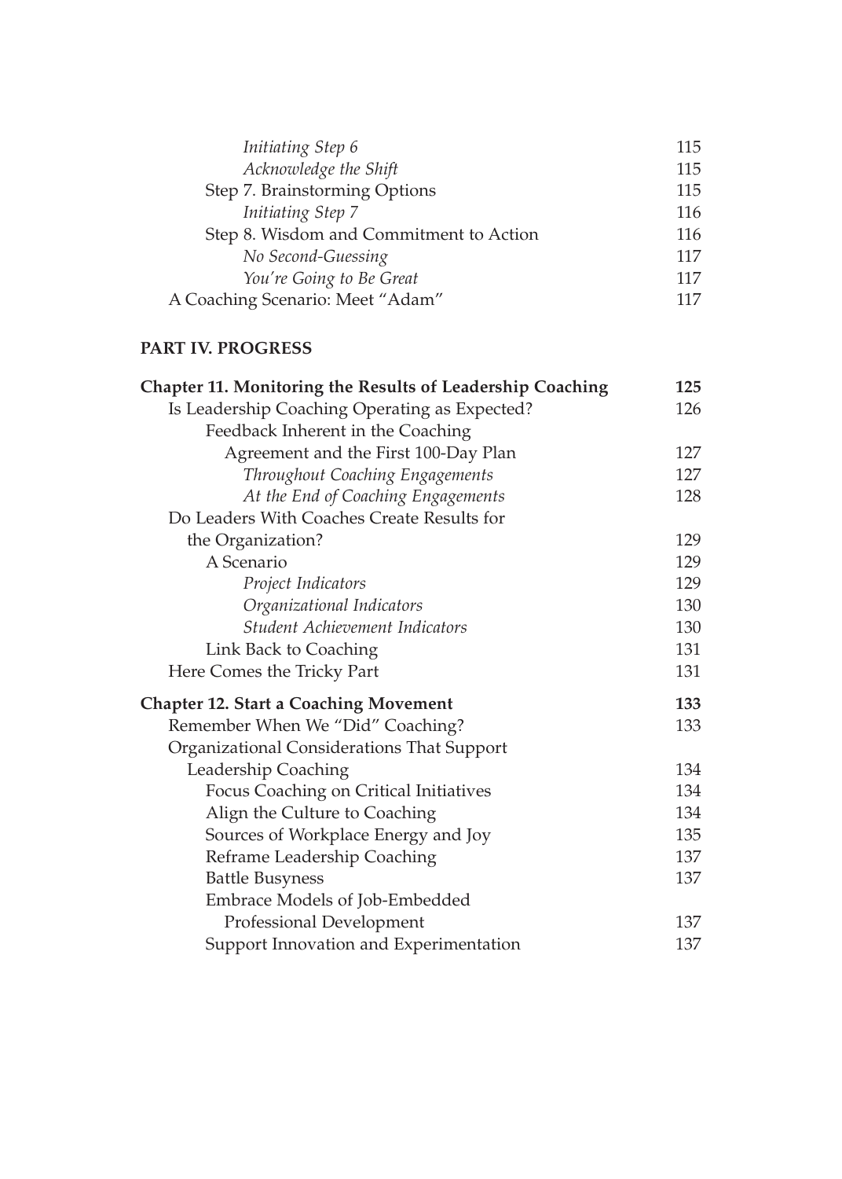*Initiating Step 6* 115
*Acknowledge the Shift* 115
Step 7. Brainstorming Options 115
*Initiating Step 7* 116
Step 8. Wisdom and Commitment to Action 116
*No Second-Guessing* 117
*You're Going to Be Great* 117
A Coaching Scenario: Meet "Adam" 117

**PART IV. PROGRESS**

**Chapter 11. Monitoring the Results of Leadership Coaching 125**
Is Leadership Coaching Operating as Expected? 126
Feedback Inherent in the Coaching Agreement and the First 100-Day Plan 127
*Throughout Coaching Engagements* 127
*At the End of Coaching Engagements* 128
Do Leaders With Coaches Create Results for the Organization? 129
A Scenario 129
*Project Indicators* 129
*Organizational Indicators* 130
*Student Achievement Indicators* 130
Link Back to Coaching 131
Here Comes the Tricky Part 131

**Chapter 12. Start a Coaching Movement 133**
Remember When We "Did" Coaching? 133
Organizational Considerations That Support Leadership Coaching 134
Focus Coaching on Critical Initiatives 134
Align the Culture to Coaching 134
Sources of Workplace Energy and Joy 135
Reframe Leadership Coaching 137
Battle Busyness 137
Embrace Models of Job-Embedded Professional Development 137
Support Innovation and Experimentation 137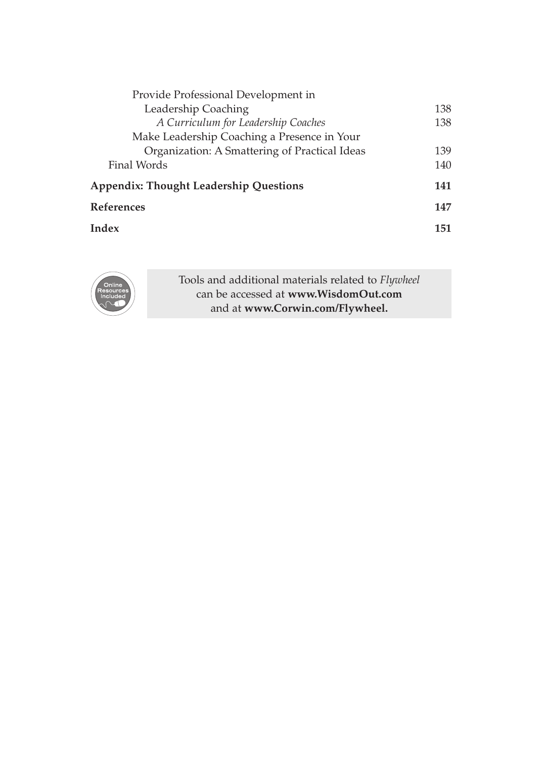Provide Professional Development in Leadership Coaching 138

*A Curriculum for Leadership Coaches* 138

Make Leadership Coaching a Presence in Your Organization: A Smattering of Practical Ideas 139

Final Words 140

**Appendix: Thought Leadership Questions 141**

**References 147**

**Index 151**

Online Resources Included

Tools and additional materials related to *Flywheel* can be accessed at **www.WisdomOut.com** and at **www.Corwin.com/Flywheel.**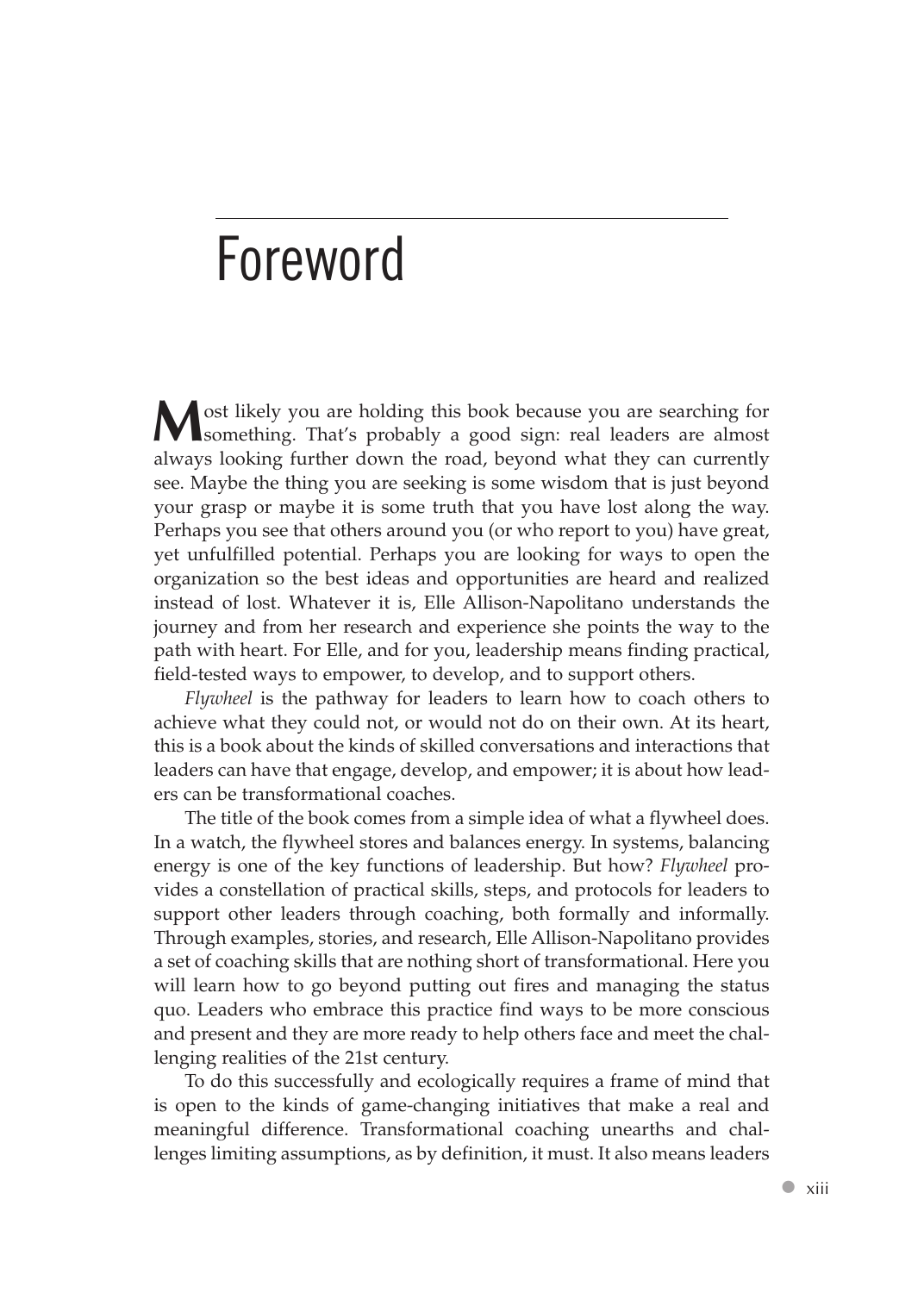# Foreword

Most likely you are holding this book because you are searching for something. That's probably a good sign: real leaders are almost always looking further down the road, beyond what they can currently see. Maybe the thing you are seeking is some wisdom that is just beyond your grasp or maybe it is some truth that you have lost along the way. Perhaps you see that others around you (or who report to you) have great, yet unfulfilled potential. Perhaps you are looking for ways to open the organization so the best ideas and opportunities are heard and realized instead of lost. Whatever it is, Elle Allison-Napolitano understands the journey and from her research and experience she points the way to the path with heart. For Elle, and for you, leadership means finding practical, field-tested ways to empower, to develop, and to support others.

*Flywheel* is the pathway for leaders to learn how to coach others to achieve what they could not, or would not do on their own. At its heart, this is a book about the kinds of skilled conversations and interactions that leaders can have that engage, develop, and empower; it is about how leaders can be transformational coaches.

The title of the book comes from a simple idea of what a flywheel does. In a watch, the flywheel stores and balances energy. In systems, balancing energy is one of the key functions of leadership. But how? *Flywheel* provides a constellation of practical skills, steps, and protocols for leaders to support other leaders through coaching, both formally and informally. Through examples, stories, and research, Elle Allison-Napolitano provides a set of coaching skills that are nothing short of transformational. Here you will learn how to go beyond putting out fires and managing the status quo. Leaders who embrace this practice find ways to be more conscious and present and they are more ready to help others face and meet the challenging realities of the 21st century.

To do this successfully and ecologically requires a frame of mind that is open to the kinds of game-changing initiatives that make a real and meaningful difference. Transformational coaching unearths and challenges limiting assumptions, as by definition, it must. It also means leaders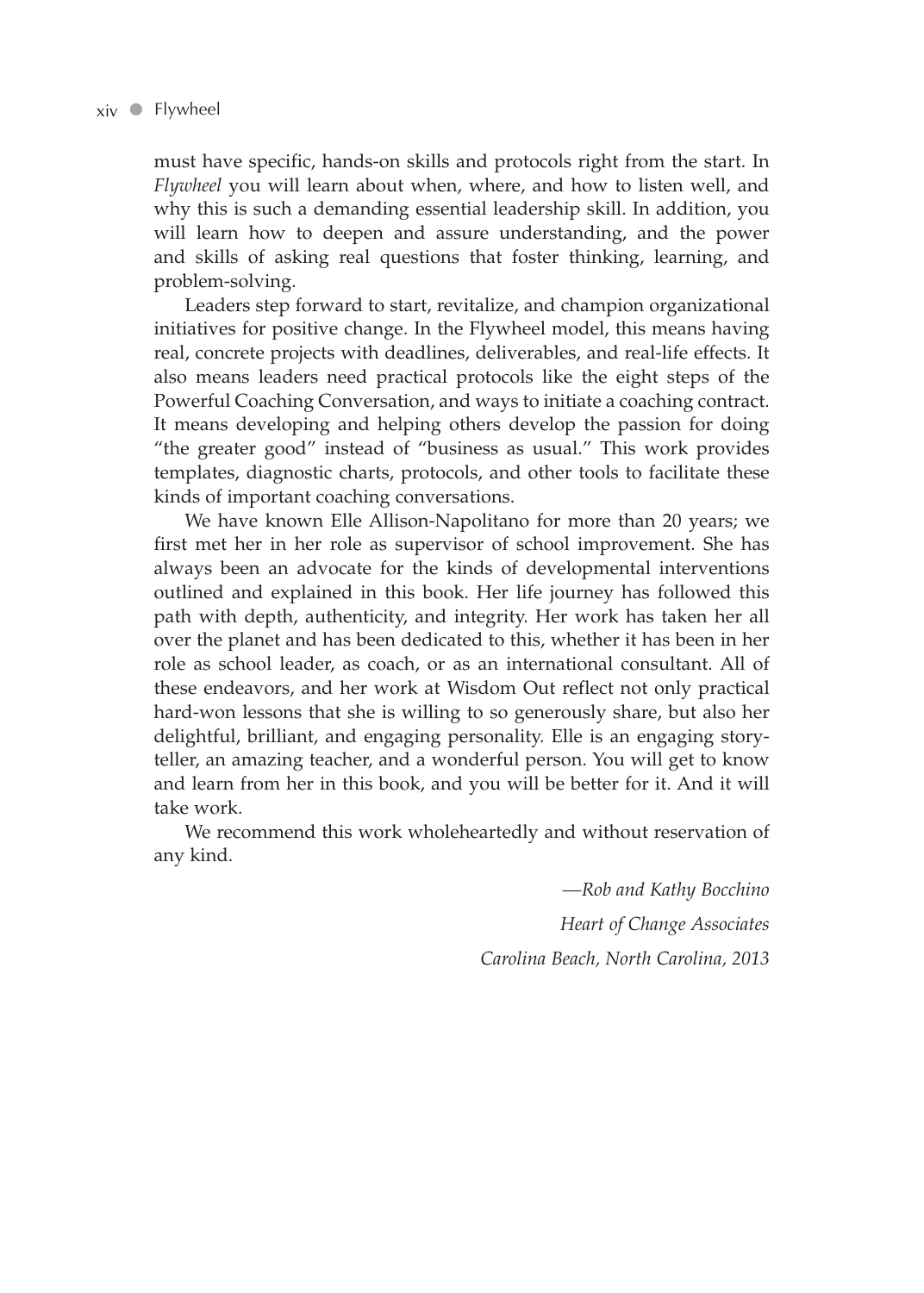must have specific, hands-on skills and protocols right from the start. In *Flywheel* you will learn about when, where, and how to listen well, and why this is such a demanding essential leadership skill. In addition, you will learn how to deepen and assure understanding, and the power and skills of asking real questions that foster thinking, learning, and problem-solving.

Leaders step forward to start, revitalize, and champion organizational initiatives for positive change. In the Flywheel model, this means having real, concrete projects with deadlines, deliverables, and real-life effects. It also means leaders need practical protocols like the eight steps of the Powerful Coaching Conversation, and ways to initiate a coaching contract. It means developing and helping others develop the passion for doing "the greater good" instead of "business as usual." This work provides templates, diagnostic charts, protocols, and other tools to facilitate these kinds of important coaching conversations.

We have known Elle Allison-Napolitano for more than 20 years; we first met her in her role as supervisor of school improvement. She has always been an advocate for the kinds of developmental interventions outlined and explained in this book. Her life journey has followed this path with depth, authenticity, and integrity. Her work has taken her all over the planet and has been dedicated to this, whether it has been in her role as school leader, as coach, or as an international consultant. All of these endeavors, and her work at Wisdom Out reflect not only practical hard-won lessons that she is willing to so generously share, but also her delightful, brilliant, and engaging personality. Elle is an engaging storyteller, an amazing teacher, and a wonderful person. You will get to know and learn from her in this book, and you will be better for it. And it will take work.

We recommend this work wholeheartedly and without reservation of any kind.

*—Rob and Kathy Bocchino*

*Heart of Change Associates*

*Carolina Beach, North Carolina, 2013*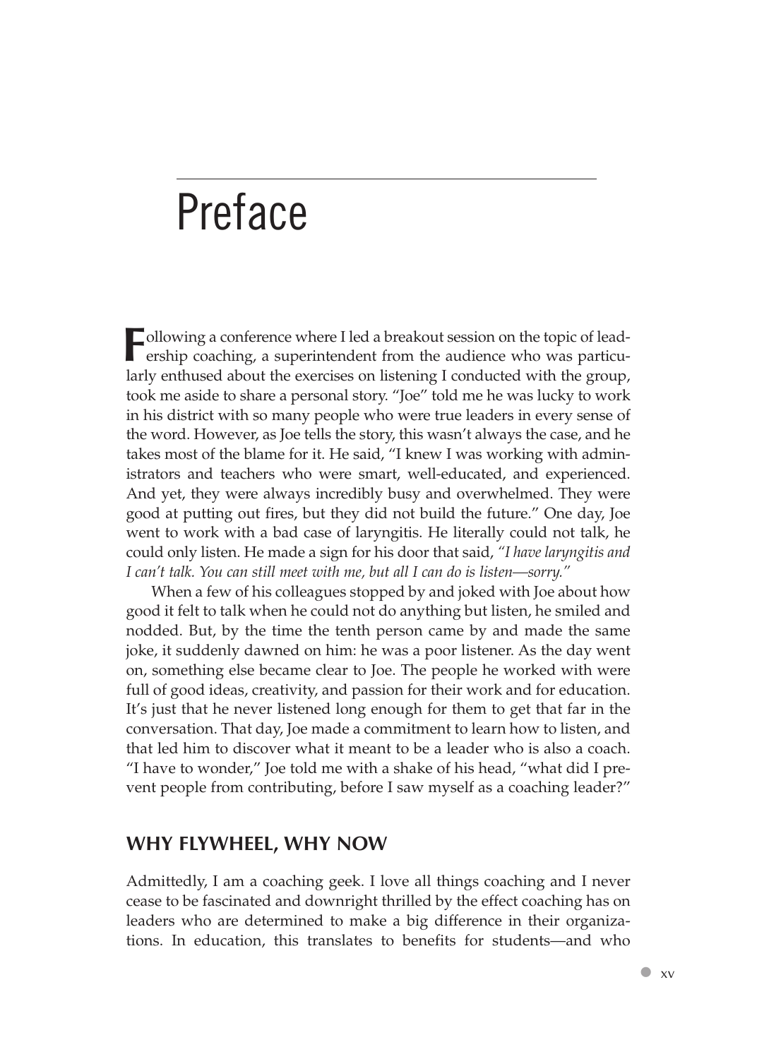# Preface

Following a conference where I led a breakout session on the topic of leadership coaching, a superintendent from the audience who was particularly enthused about the exercises on listening I conducted with the group, took me aside to share a personal story. "Joe" told me he was lucky to work in his district with so many people who were true leaders in every sense of the word. However, as Joe tells the story, this wasn't always the case, and he takes most of the blame for it. He said, "I knew I was working with administrators and teachers who were smart, well-educated, and experienced. And yet, they were always incredibly busy and overwhelmed. They were good at putting out fires, but they did not build the future." One day, Joe went to work with a bad case of laryngitis. He literally could not talk, he could only listen. He made a sign for his door that said, *"I have laryngitis and I can't talk. You can still meet with me, but all I can do is listen—sorry."*

When a few of his colleagues stopped by and joked with Joe about how good it felt to talk when he could not do anything but listen, he smiled and nodded. But, by the time the tenth person came by and made the same joke, it suddenly dawned on him: he was a poor listener. As the day went on, something else became clear to Joe. The people he worked with were full of good ideas, creativity, and passion for their work and for education. It's just that he never listened long enough for them to get that far in the conversation. That day, Joe made a commitment to learn how to listen, and that led him to discover what it meant to be a leader who is also a coach. "I have to wonder," Joe told me with a shake of his head, "what did I prevent people from contributing, before I saw myself as a coaching leader?"

## WHY FLYWHEEL, WHY NOW

Admittedly, I am a coaching geek. I love all things coaching and I never cease to be fascinated and downright thrilled by the effect coaching has on leaders who are determined to make a big difference in their organizations. In education, this translates to benefits for students—and who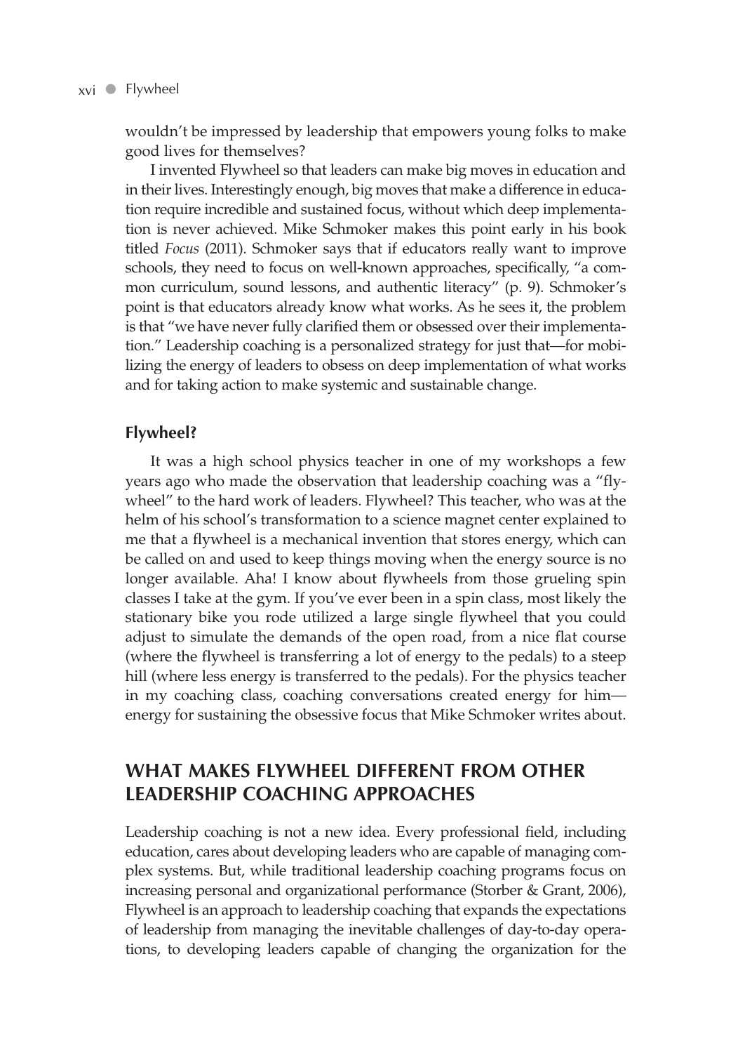wouldn't be impressed by leadership that empowers young folks to make good lives for themselves?

I invented Flywheel so that leaders can make big moves in education and in their lives. Interestingly enough, big moves that make a difference in education require incredible and sustained focus, without which deep implementation is never achieved. Mike Schmoker makes this point early in his book titled *Focus* (2011). Schmoker says that if educators really want to improve schools, they need to focus on well-known approaches, specifically, "a common curriculum, sound lessons, and authentic literacy" (p. 9). Schmoker's point is that educators already know what works. As he sees it, the problem is that "we have never fully clarified them or obsessed over their implementation." Leadership coaching is a personalized strategy for just that—for mobilizing the energy of leaders to obsess on deep implementation of what works and for taking action to make systemic and sustainable change.

### Flywheel?

It was a high school physics teacher in one of my workshops a few years ago who made the observation that leadership coaching was a "flywheel" to the hard work of leaders. Flywheel? This teacher, who was at the helm of his school's transformation to a science magnet center explained to me that a flywheel is a mechanical invention that stores energy, which can be called on and used to keep things moving when the energy source is no longer available. Aha! I know about flywheels from those grueling spin classes I take at the gym. If you've ever been in a spin class, most likely the stationary bike you rode utilized a large single flywheel that you could adjust to simulate the demands of the open road, from a nice flat course (where the flywheel is transferring a lot of energy to the pedals) to a steep hill (where less energy is transferred to the pedals). For the physics teacher in my coaching class, coaching conversations created energy for him—energy for sustaining the obsessive focus that Mike Schmoker writes about.

## WHAT MAKES FLYWHEEL DIFFERENT FROM OTHER LEADERSHIP COACHING APPROACHES

Leadership coaching is not a new idea. Every professional field, including education, cares about developing leaders who are capable of managing complex systems. But, while traditional leadership coaching programs focus on increasing personal and organizational performance (Storber & Grant, 2006), Flywheel is an approach to leadership coaching that expands the expectations of leadership from managing the inevitable challenges of day-to-day operations, to developing leaders capable of changing the organization for the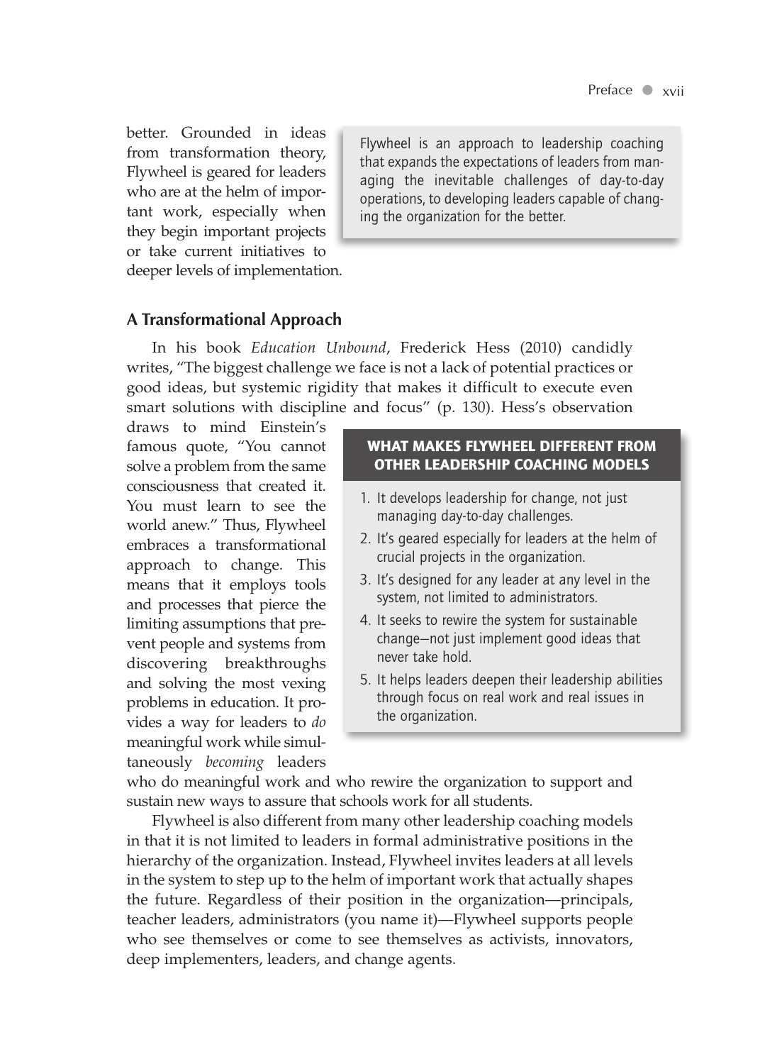better. Grounded in ideas from transformation theory, Flywheel is geared for leaders who are at the helm of important work, especially when they begin important projects or take current initiatives to deeper levels of implementation.

> Flywheel is an approach to leadership coaching that expands the expectations of leaders from managing the inevitable challenges of day-to-day operations, to developing leaders capable of changing the organization for the better.

### A Transformational Approach

In his book *Education Unbound*, Frederick Hess (2010) candidly writes, "The biggest challenge we face is not a lack of potential practices or good ideas, but systemic rigidity that makes it difficult to execute even smart solutions with discipline and focus" (p. 130). Hess's observation draws to mind Einstein's famous quote, "You cannot solve a problem from the same consciousness that created it. You must learn to see the world anew." Thus, Flywheel embraces a transformational approach to change. This means that it employs tools and processes that pierce the limiting assumptions that prevent people and systems from discovering breakthroughs and solving the most vexing problems in education. It provides a way for leaders to *do* meaningful work while simultaneously *becoming* leaders who do meaningful work and who rewire the organization to support and sustain new ways to assure that schools work for all students.

> **WHAT MAKES FLYWHEEL DIFFERENT FROM OTHER LEADERSHIP COACHING MODELS**
>
> 1. It develops leadership for change, not just managing day-to-day challenges.
> 2. It's geared especially for leaders at the helm of crucial projects in the organization.
> 3. It's designed for any leader at any level in the system, not limited to administrators.
> 4. It seeks to rewire the system for sustainable change—not just implement good ideas that never take hold.
> 5. It helps leaders deepen their leadership abilities through focus on real work and real issues in the organization.

Flywheel is also different from many other leadership coaching models in that it is not limited to leaders in formal administrative positions in the hierarchy of the organization. Instead, Flywheel invites leaders at all levels in the system to step up to the helm of important work that actually shapes the future. Regardless of their position in the organization—principals, teacher leaders, administrators (you name it)—Flywheel supports people who see themselves or come to see themselves as activists, innovators, deep implementers, leaders, and change agents.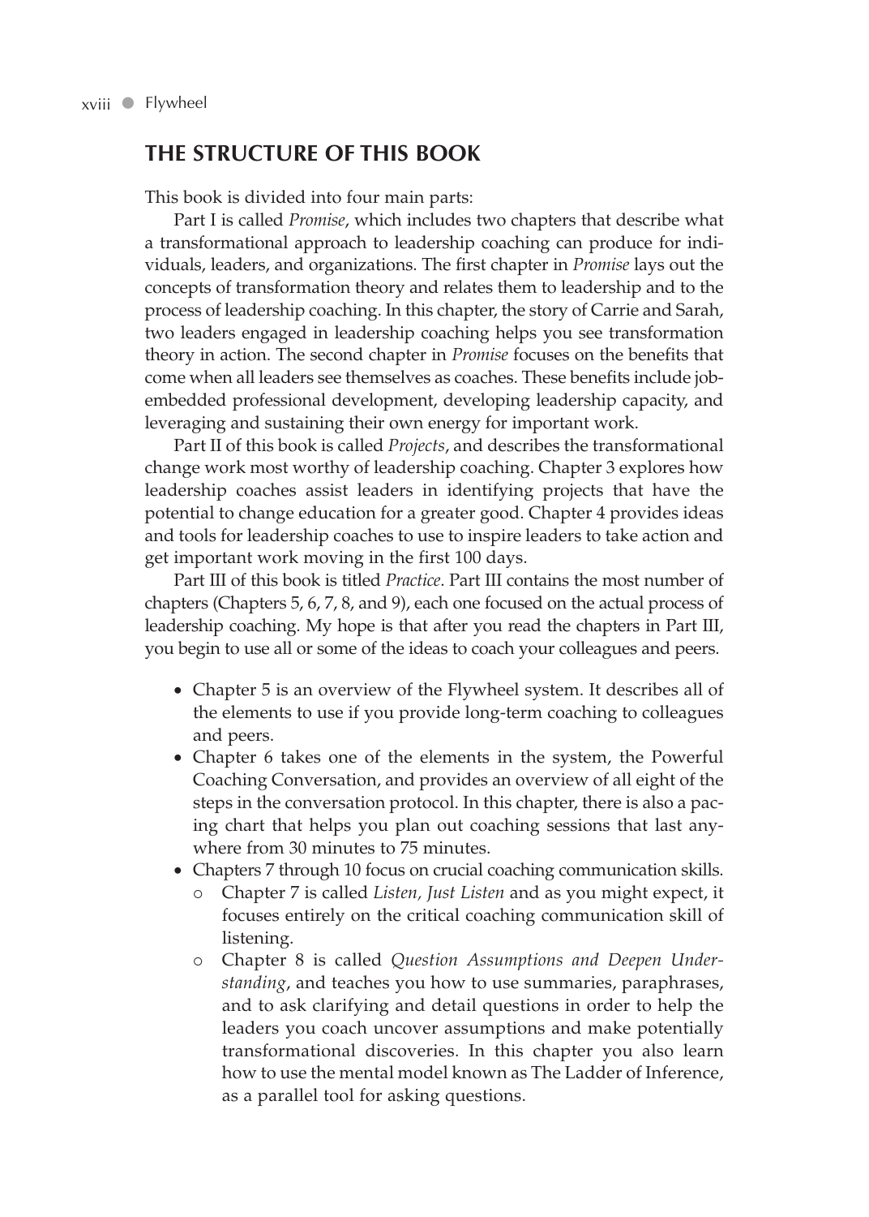## THE STRUCTURE OF THIS BOOK

This book is divided into four main parts:

Part I is called *Promise*, which includes two chapters that describe what a transformational approach to leadership coaching can produce for individuals, leaders, and organizations. The first chapter in *Promise* lays out the concepts of transformation theory and relates them to leadership and to the process of leadership coaching. In this chapter, the story of Carrie and Sarah, two leaders engaged in leadership coaching helps you see transformation theory in action. The second chapter in *Promise* focuses on the benefits that come when all leaders see themselves as coaches. These benefits include job-embedded professional development, developing leadership capacity, and leveraging and sustaining their own energy for important work.

Part II of this book is called *Projects*, and describes the transformational change work most worthy of leadership coaching. Chapter 3 explores how leadership coaches assist leaders in identifying projects that have the potential to change education for a greater good. Chapter 4 provides ideas and tools for leadership coaches to use to inspire leaders to take action and get important work moving in the first 100 days.

Part III of this book is titled *Practice*. Part III contains the most number of chapters (Chapters 5, 6, 7, 8, and 9), each one focused on the actual process of leadership coaching. My hope is that after you read the chapters in Part III, you begin to use all or some of the ideas to coach your colleagues and peers.

- Chapter 5 is an overview of the Flywheel system. It describes all of the elements to use if you provide long-term coaching to colleagues and peers.
- Chapter 6 takes one of the elements in the system, the Powerful Coaching Conversation, and provides an overview of all eight of the steps in the conversation protocol. In this chapter, there is also a pacing chart that helps you plan out coaching sessions that last anywhere from 30 minutes to 75 minutes.
- Chapters 7 through 10 focus on crucial coaching communication skills.
  - Chapter 7 is called *Listen, Just Listen* and as you might expect, it focuses entirely on the critical coaching communication skill of listening.
  - Chapter 8 is called *Question Assumptions and Deepen Understanding*, and teaches you how to use summaries, paraphrases, and to ask clarifying and detail questions in order to help the leaders you coach uncover assumptions and make potentially transformational discoveries. In this chapter you also learn how to use the mental model known as The Ladder of Inference, as a parallel tool for asking questions.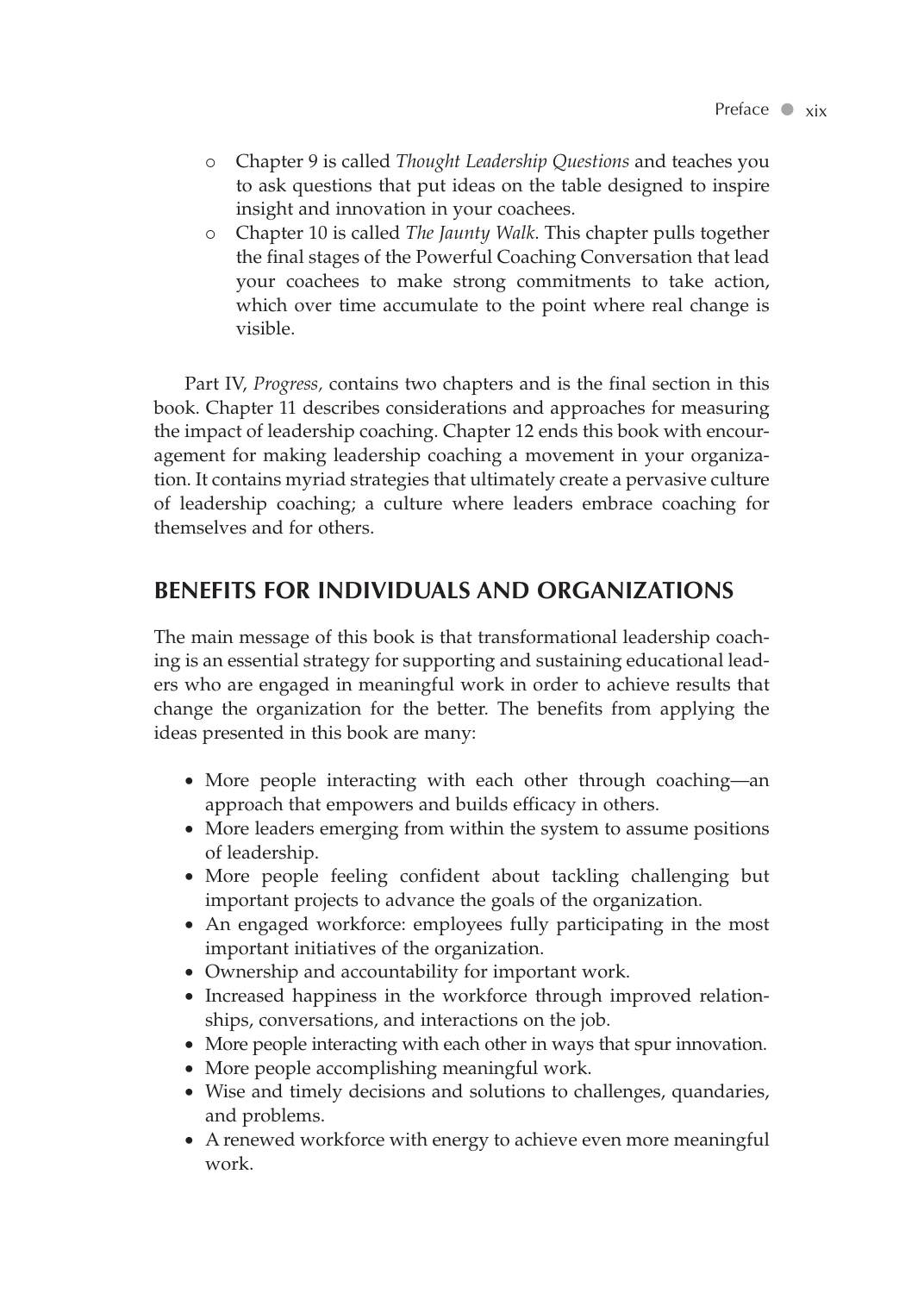- o Chapter 9 is called *Thought Leadership Questions* and teaches you to ask questions that put ideas on the table designed to inspire insight and innovation in your coachees.
- o Chapter 10 is called *The Jaunty Walk.* This chapter pulls together the final stages of the Powerful Coaching Conversation that lead your coachees to make strong commitments to take action, which over time accumulate to the point where real change is visible.

Part IV, *Progress,* contains two chapters and is the final section in this book. Chapter 11 describes considerations and approaches for measuring the impact of leadership coaching. Chapter 12 ends this book with encouragement for making leadership coaching a movement in your organization. It contains myriad strategies that ultimately create a pervasive culture of leadership coaching; a culture where leaders embrace coaching for themselves and for others.

## BENEFITS FOR INDIVIDUALS AND ORGANIZATIONS

The main message of this book is that transformational leadership coaching is an essential strategy for supporting and sustaining educational leaders who are engaged in meaningful work in order to achieve results that change the organization for the better. The benefits from applying the ideas presented in this book are many:

- More people interacting with each other through coaching—an approach that empowers and builds efficacy in others.
- More leaders emerging from within the system to assume positions of leadership.
- More people feeling confident about tackling challenging but important projects to advance the goals of the organization.
- An engaged workforce: employees fully participating in the most important initiatives of the organization.
- Ownership and accountability for important work.
- Increased happiness in the workforce through improved relationships, conversations, and interactions on the job.
- More people interacting with each other in ways that spur innovation.
- More people accomplishing meaningful work.
- Wise and timely decisions and solutions to challenges, quandaries, and problems.
- A renewed workforce with energy to achieve even more meaningful work.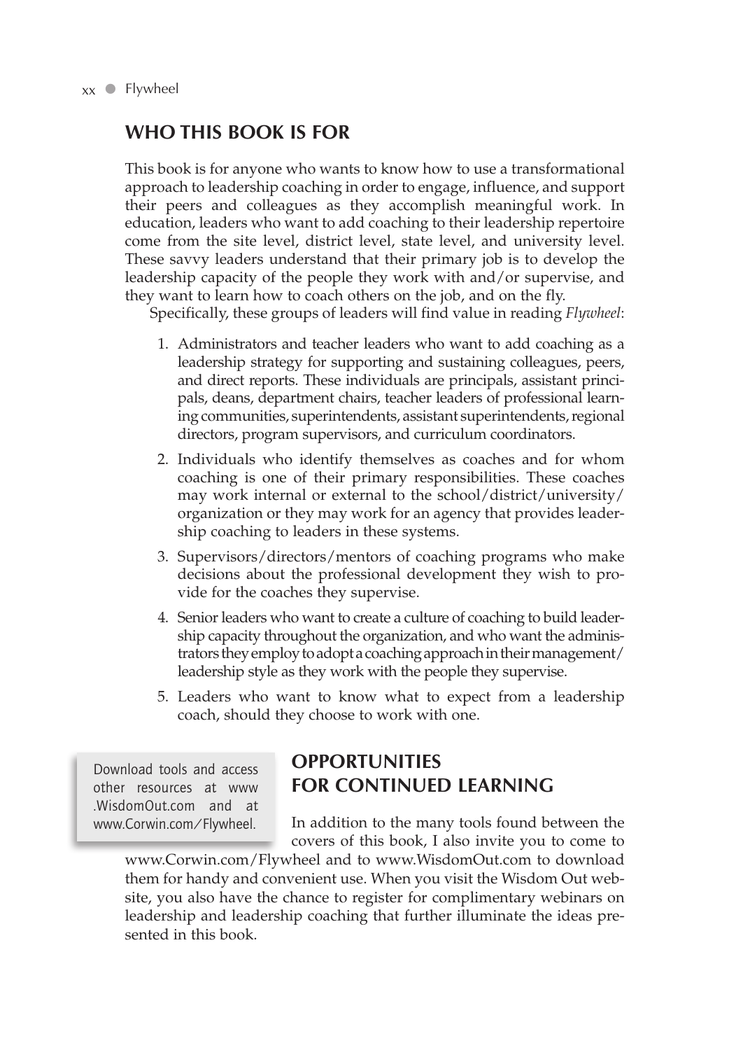## WHO THIS BOOK IS FOR

This book is for anyone who wants to know how to use a transformational approach to leadership coaching in order to engage, influence, and support their peers and colleagues as they accomplish meaningful work. In education, leaders who want to add coaching to their leadership repertoire come from the site level, district level, state level, and university level. These savvy leaders understand that their primary job is to develop the leadership capacity of the people they work with and/or supervise, and they want to learn how to coach others on the job, and on the fly.

Specifically, these groups of leaders will find value in reading *Flywheel*:

1. Administrators and teacher leaders who want to add coaching as a leadership strategy for supporting and sustaining colleagues, peers, and direct reports. These individuals are principals, assistant principals, deans, department chairs, teacher leaders of professional learning communities, superintendents, assistant superintendents, regional directors, program supervisors, and curriculum coordinators.
2. Individuals who identify themselves as coaches and for whom coaching is one of their primary responsibilities. These coaches may work internal or external to the school/district/university/organization or they may work for an agency that provides leadership coaching to leaders in these systems.
3. Supervisors/directors/mentors of coaching programs who make decisions about the professional development they wish to provide for the coaches they supervise.
4. Senior leaders who want to create a culture of coaching to build leadership capacity throughout the organization, and who want the administrators they employ to adopt a coaching approach in their management/leadership style as they work with the people they supervise.
5. Leaders who want to know what to expect from a leadership coach, should they choose to work with one.

## OPPORTUNITIES FOR CONTINUED LEARNING

> Download tools and access other resources at www.WisdomOut.com and at www.Corwin.com/Flywheel.

In addition to the many tools found between the covers of this book, I also invite you to come to www.Corwin.com/Flywheel and to www.WisdomOut.com to download them for handy and convenient use. When you visit the Wisdom Out website, you also have the chance to register for complimentary webinars on leadership and leadership coaching that further illuminate the ideas presented in this book.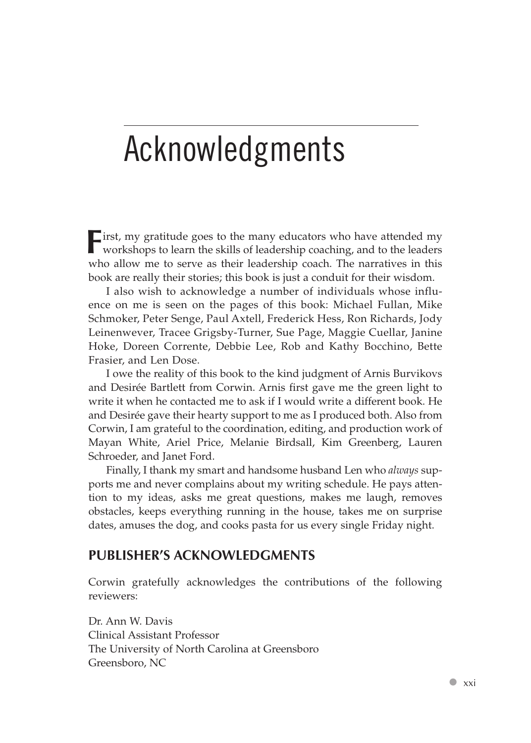# Acknowledgments

First, my gratitude goes to the many educators who have attended my workshops to learn the skills of leadership coaching, and to the leaders who allow me to serve as their leadership coach. The narratives in this book are really their stories; this book is just a conduit for their wisdom.

I also wish to acknowledge a number of individuals whose influence on me is seen on the pages of this book: Michael Fullan, Mike Schmoker, Peter Senge, Paul Axtell, Frederick Hess, Ron Richards, Jody Leinenwever, Tracee Grigsby-Turner, Sue Page, Maggie Cuellar, Janine Hoke, Doreen Corrente, Debbie Lee, Rob and Kathy Bocchino, Bette Frasier, and Len Dose.

I owe the reality of this book to the kind judgment of Arnis Burvikovs and Desirée Bartlett from Corwin. Arnis first gave me the green light to write it when he contacted me to ask if I would write a different book. He and Desirée gave their hearty support to me as I produced both. Also from Corwin, I am grateful to the coordination, editing, and production work of Mayan White, Ariel Price, Melanie Birdsall, Kim Greenberg, Lauren Schroeder, and Janet Ford.

Finally, I thank my smart and handsome husband Len who *always* supports me and never complains about my writing schedule. He pays attention to my ideas, asks me great questions, makes me laugh, removes obstacles, keeps everything running in the house, takes me on surprise dates, amuses the dog, and cooks pasta for us every single Friday night.

## PUBLISHER'S ACKNOWLEDGMENTS

Corwin gratefully acknowledges the contributions of the following reviewers:

Dr. Ann W. Davis
Clinical Assistant Professor
The University of North Carolina at Greensboro
Greensboro, NC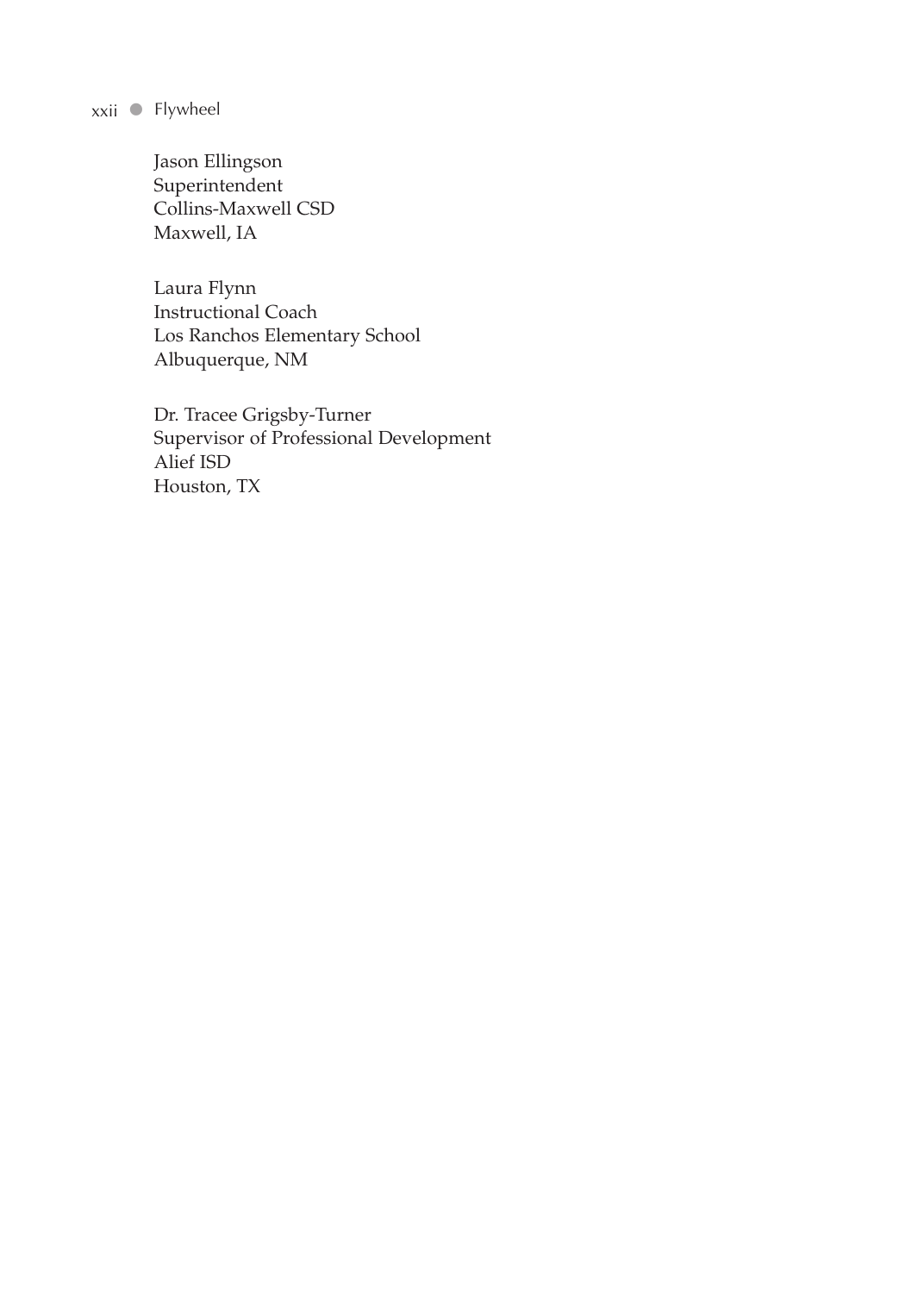Jason Ellingson
Superintendent
Collins-Maxwell CSD
Maxwell, IA

Laura Flynn
Instructional Coach
Los Ranchos Elementary School
Albuquerque, NM

Dr. Tracee Grigsby-Turner
Supervisor of Professional Development
Alief ISD
Houston, TX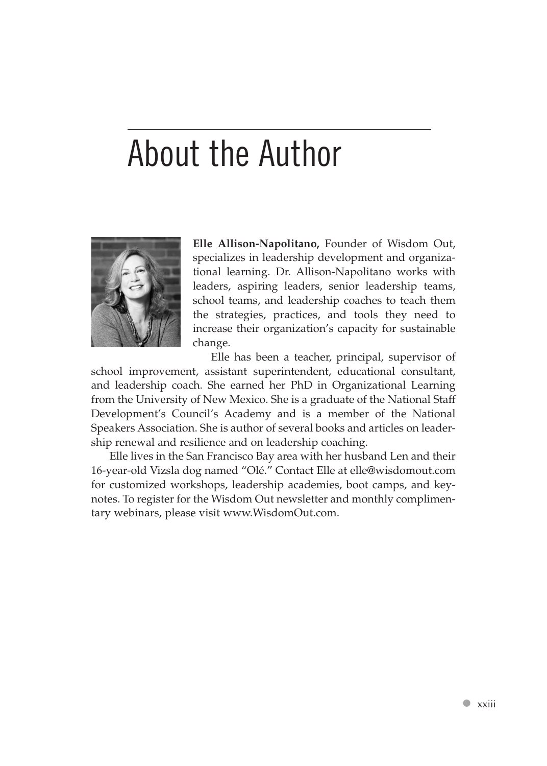# About the Author

**Elle Allison-Napolitano,** Founder of Wisdom Out, specializes in leadership development and organizational learning. Dr. Allison-Napolitano works with leaders, aspiring leaders, senior leadership teams, school teams, and leadership coaches to teach them the strategies, practices, and tools they need to increase their organization's capacity for sustainable change.

Elle has been a teacher, principal, supervisor of school improvement, assistant superintendent, educational consultant, and leadership coach. She earned her PhD in Organizational Learning from the University of New Mexico. She is a graduate of the National Staff Development's Council's Academy and is a member of the National Speakers Association. She is author of several books and articles on leadership renewal and resilience and on leadership coaching.

Elle lives in the San Francisco Bay area with her husband Len and their 16-year-old Vizsla dog named "Olé." Contact Elle at elle@wisdomout.com for customized workshops, leadership academies, boot camps, and keynotes. To register for the Wisdom Out newsletter and monthly complimentary webinars, please visit www.WisdomOut.com.